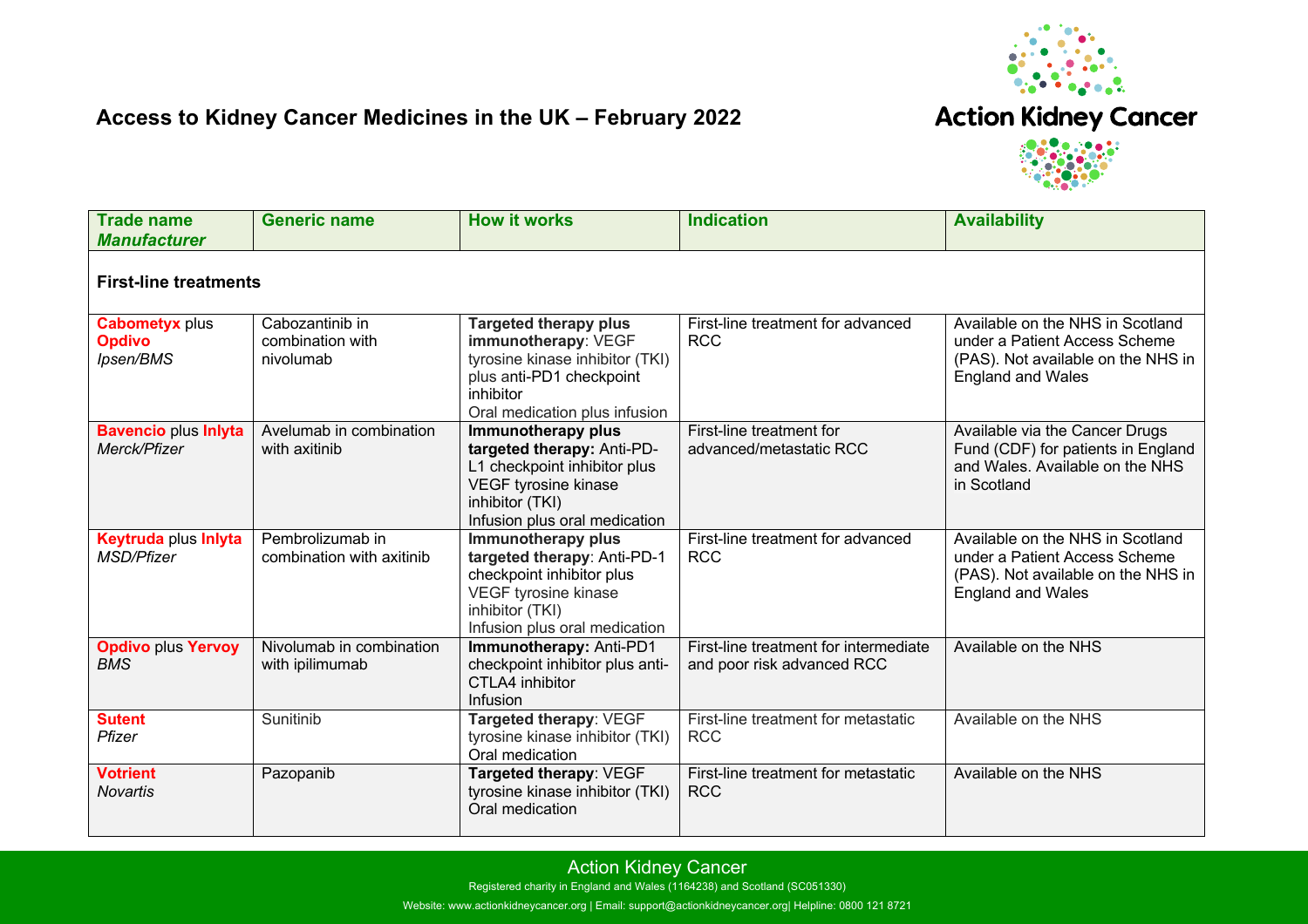# Access to Kidney Cancer Medicines in the UK – February 2022

Action Kidney Cancer

| Trade name *Manufacturer* | Generic name | How it works | Indication | Availability |
|---|---|---|---|---|
| **First-line treatments** | | | | |
| **Cabometyx** plus **Opdivo** *Ipsen/BMS* | Cabozantinib in combination with nivolumab | **Targeted therapy plus immunotherapy**: VEGF tyrosine kinase inhibitor (TKI) plus anti-PD1 checkpoint inhibitor Oral medication plus infusion | First-line treatment for advanced RCC | Available on the NHS in Scotland under a Patient Access Scheme (PAS). Not available on the NHS in England and Wales |
| **Bavencio** plus **Inlyta** *Merck/Pfizer* | Avelumab in combination with axitinib | **Immunotherapy plus targeted therapy:** Anti-PD-L1 checkpoint inhibitor plus VEGF tyrosine kinase inhibitor (TKI) Infusion plus oral medication | First-line treatment for advanced/metastatic RCC | Available via the Cancer Drugs Fund (CDF) for patients in England and Wales. Available on the NHS in Scotland |
| **Keytruda** plus **Inlyta** *MSD/Pfizer* | Pembrolizumab in combination with axitinib | **Immunotherapy plus targeted therapy**: Anti-PD-1 checkpoint inhibitor plus VEGF tyrosine kinase inhibitor (TKI) Infusion plus oral medication | First-line treatment for advanced RCC | Available on the NHS in Scotland under a Patient Access Scheme (PAS). Not available on the NHS in England and Wales |
| **Opdivo** plus **Yervoy** *BMS* | Nivolumab in combination with ipilimumab | **Immunotherapy:** Anti-PD1 checkpoint inhibitor plus anti-CTLA4 inhibitor Infusion | First-line treatment for intermediate and poor risk advanced RCC | Available on the NHS |
| **Sutent** *Pfizer* | Sunitinib | **Targeted therapy**: VEGF tyrosine kinase inhibitor (TKI) Oral medication | First-line treatment for metastatic RCC | Available on the NHS |
| **Votrient** *Novartis* | Pazopanib | **Targeted therapy**: VEGF tyrosine kinase inhibitor (TKI) Oral medication | First-line treatment for metastatic RCC | Available on the NHS |

Action Kidney Cancer

Registered charity in England and Wales (1164238) and Scotland (SC051330)

Website: www.actionkidneycancer.org | Email: support@actionkidneycancer.org| Helpline: 0800 121 8721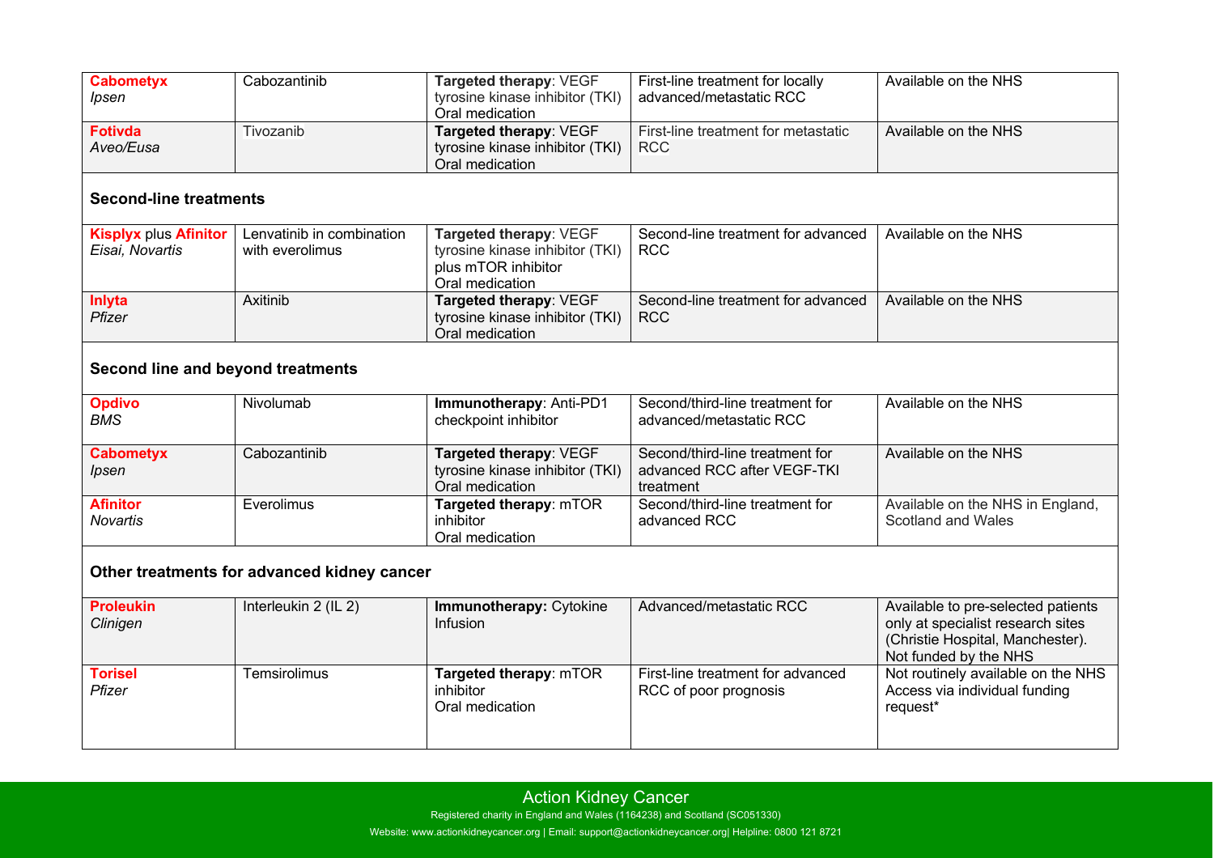| | | | | |
|---|---|---|---|---|
| **Cabometyx** *Ipsen* | Cabozantinib | **Targeted therapy**: VEGF tyrosine kinase inhibitor (TKI) Oral medication | First-line treatment for locally advanced/metastatic RCC | Available on the NHS |
| **Fotivda** *Aveo/Eusa* | Tivozanib | **Targeted therapy**: VEGF tyrosine kinase inhibitor (TKI) Oral medication | First-line treatment for metastatic RCC | Available on the NHS |
| **Second-line treatments** | | | | |
| **Kisplyx** plus **Afinitor** *Eisai, Novartis* | Lenvatinib in combination with everolimus | **Targeted therapy**: VEGF tyrosine kinase inhibitor (TKI) plus mTOR inhibitor Oral medication | Second-line treatment for advanced RCC | Available on the NHS |
| **Inlyta** *Pfizer* | Axitinib | **Targeted therapy**: VEGF tyrosine kinase inhibitor (TKI) Oral medication | Second-line treatment for advanced RCC | Available on the NHS |
| **Second line and beyond treatments** | | | | |
| **Opdivo** *BMS* | Nivolumab | **Immunotherapy**: Anti-PD1 checkpoint inhibitor | Second/third-line treatment for advanced/metastatic RCC | Available on the NHS |
| **Cabometyx** *Ipsen* | Cabozantinib | **Targeted therapy**: VEGF tyrosine kinase inhibitor (TKI) Oral medication | Second/third-line treatment for advanced RCC after VEGF-TKI treatment | Available on the NHS |
| **Afinitor** *Novartis* | Everolimus | **Targeted therapy**: mTOR inhibitor Oral medication | Second/third-line treatment for advanced RCC | Available on the NHS in England, Scotland and Wales |
| **Other treatments for advanced kidney cancer** | | | | |
| **Proleukin** *Clinigen* | Interleukin 2 (IL 2) | **Immunotherapy:** Cytokine Infusion | Advanced/metastatic RCC | Available to pre-selected patients only at specialist research sites (Christie Hospital, Manchester). Not funded by the NHS |
| **Torisel** *Pfizer* | Temsirolimus | **Targeted therapy**: mTOR inhibitor Oral medication | First-line treatment for advanced RCC of poor prognosis | Not routinely available on the NHS Access via individual funding request* |

Action Kidney Cancer

Registered charity in England and Wales (1164238) and Scotland (SC051330)

Website: www.actionkidneycancer.org | Email: support@actionkidneycancer.org| Helpline: 0800 121 8721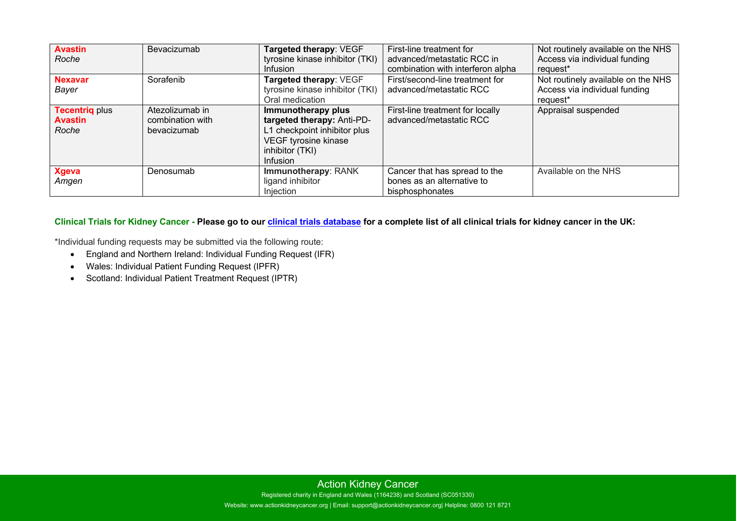| | | | | |
|---|---|---|---|---|
| **Avastin** *Roche* | Bevacizumab | **Targeted therapy**: VEGF tyrosine kinase inhibitor (TKI) Infusion | First-line treatment for advanced/metastatic RCC in combination with interferon alpha | Not routinely available on the NHS Access via individual funding request* |
| **Nexavar** *Bayer* | Sorafenib | **Targeted therapy**: VEGF tyrosine kinase inhibitor (TKI) Oral medication | First/second-line treatment for advanced/metastatic RCC | Not routinely available on the NHS Access via individual funding request* |
| **Tecentriq** plus **Avastin** *Roche* | Atezolizumab in combination with bevacizumab | **Immunotherapy plus targeted therapy:** Anti-PD-L1 checkpoint inhibitor plus VEGF tyrosine kinase inhibitor (TKI) Infusion | First-line treatment for locally advanced/metastatic RCC | Appraisal suspended |
| **Xgeva** *Amgen* | Denosumab | **Immunotherapy**: RANK ligand inhibitor Injection | Cancer that has spread to the bones as an alternative to bisphosphonates | Available on the NHS |

**Clinical Trials for Kidney Cancer - Please go to our [clinical trials database](clinical trials database) for a complete list of all clinical trials for kidney cancer in the UK:**

*Individual funding requests may be submitted via the following route:

- England and Northern Ireland: Individual Funding Request (IFR)
- Wales: Individual Patient Funding Request (IPFR)
- Scotland: Individual Patient Treatment Request (IPTR)

Action Kidney Cancer

Registered charity in England and Wales (1164238) and Scotland (SC051330)

Website: www.actionkidneycancer.org | Email: support@actionkidneycancer.org| Helpline: 0800 121 8721